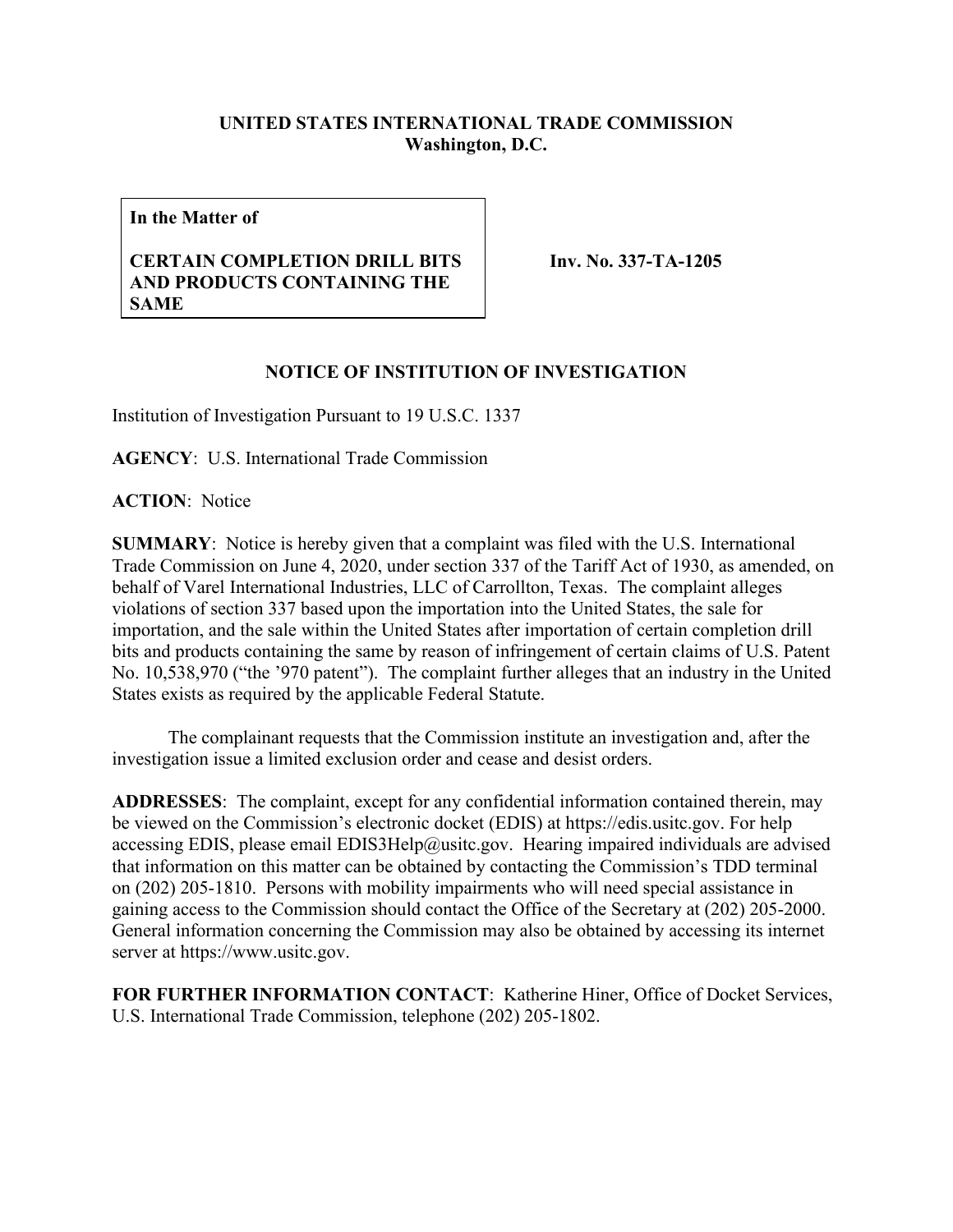**UNITED STATES INTERNATIONAL TRADE COMMISSION**
**Washington, D.C.**

| **In the Matter of**<br><br>**CERTAIN COMPLETION DRILL BITS AND PRODUCTS CONTAINING THE SAME** | **Inv. No. 337-TA-1205** |
|---|---|

**NOTICE OF INSTITUTION OF INVESTIGATION**

Institution of Investigation Pursuant to 19 U.S.C. 1337

**AGENCY**: U.S. International Trade Commission

**ACTION**: Notice

**SUMMARY**: Notice is hereby given that a complaint was filed with the U.S. International Trade Commission on June 4, 2020, under section 337 of the Tariff Act of 1930, as amended, on behalf of Varel International Industries, LLC of Carrollton, Texas. The complaint alleges violations of section 337 based upon the importation into the United States, the sale for importation, and the sale within the United States after importation of certain completion drill bits and products containing the same by reason of infringement of certain claims of U.S. Patent No. 10,538,970 ("the '970 patent"). The complaint further alleges that an industry in the United States exists as required by the applicable Federal Statute.

The complainant requests that the Commission institute an investigation and, after the investigation issue a limited exclusion order and cease and desist orders.

**ADDRESSES**: The complaint, except for any confidential information contained therein, may be viewed on the Commission's electronic docket (EDIS) at https://edis.usitc.gov. For help accessing EDIS, please email EDIS3Help@usitc.gov. Hearing impaired individuals are advised that information on this matter can be obtained by contacting the Commission's TDD terminal on (202) 205-1810. Persons with mobility impairments who will need special assistance in gaining access to the Commission should contact the Office of the Secretary at (202) 205-2000. General information concerning the Commission may also be obtained by accessing its internet server at https://www.usitc.gov.

**FOR FURTHER INFORMATION CONTACT**: Katherine Hiner, Office of Docket Services, U.S. International Trade Commission, telephone (202) 205-1802.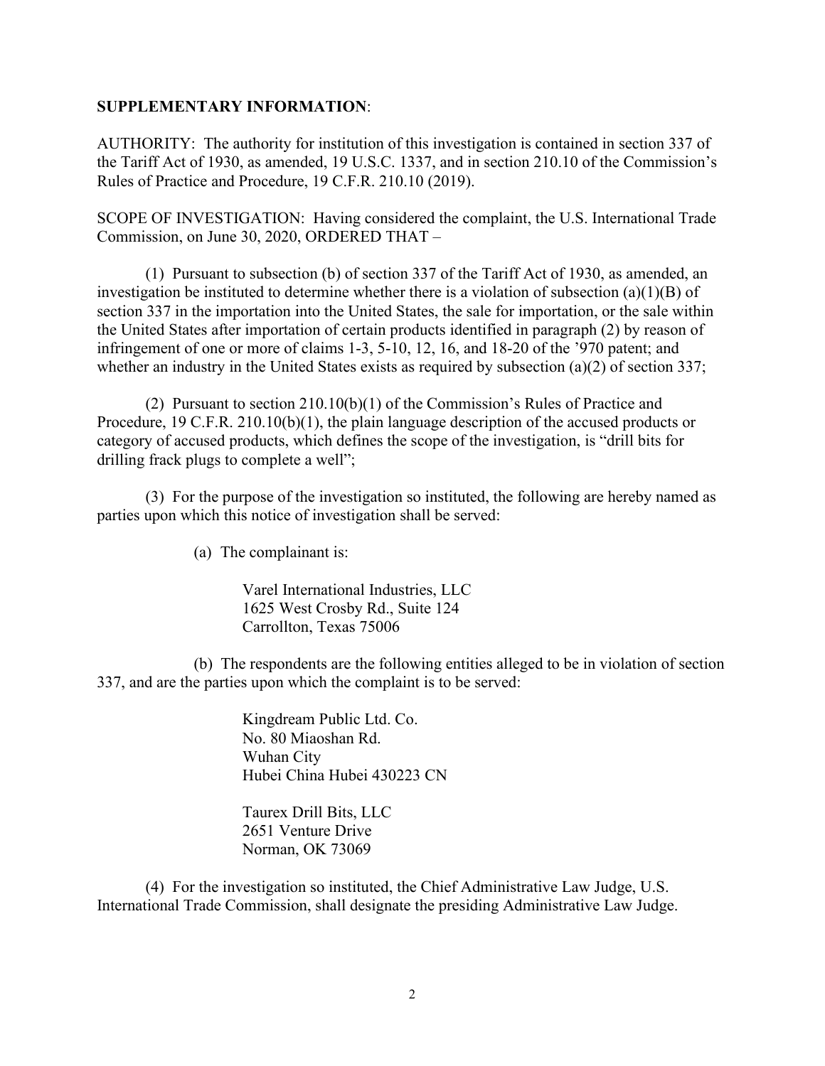**SUPPLEMENTARY INFORMATION**:

AUTHORITY: The authority for institution of this investigation is contained in section 337 of the Tariff Act of 1930, as amended, 19 U.S.C. 1337, and in section 210.10 of the Commission's Rules of Practice and Procedure, 19 C.F.R. 210.10 (2019).

SCOPE OF INVESTIGATION: Having considered the complaint, the U.S. International Trade Commission, on June 30, 2020, ORDERED THAT –

(1) Pursuant to subsection (b) of section 337 of the Tariff Act of 1930, as amended, an investigation be instituted to determine whether there is a violation of subsection (a)(1)(B) of section 337 in the importation into the United States, the sale for importation, or the sale within the United States after importation of certain products identified in paragraph (2) by reason of infringement of one or more of claims 1-3, 5-10, 12, 16, and 18-20 of the '970 patent; and whether an industry in the United States exists as required by subsection (a)(2) of section 337;

(2) Pursuant to section 210.10(b)(1) of the Commission's Rules of Practice and Procedure, 19 C.F.R. 210.10(b)(1), the plain language description of the accused products or category of accused products, which defines the scope of the investigation, is "drill bits for drilling frack plugs to complete a well";

(3) For the purpose of the investigation so instituted, the following are hereby named as parties upon which this notice of investigation shall be served:

(a) The complainant is:

Varel International Industries, LLC
1625 West Crosby Rd., Suite 124
Carrollton, Texas 75006

(b) The respondents are the following entities alleged to be in violation of section 337, and are the parties upon which the complaint is to be served:

Kingdream Public Ltd. Co.
No. 80 Miaoshan Rd.
Wuhan City
Hubei China Hubei 430223 CN

Taurex Drill Bits, LLC
2651 Venture Drive
Norman, OK 73069

(4) For the investigation so instituted, the Chief Administrative Law Judge, U.S. International Trade Commission, shall designate the presiding Administrative Law Judge.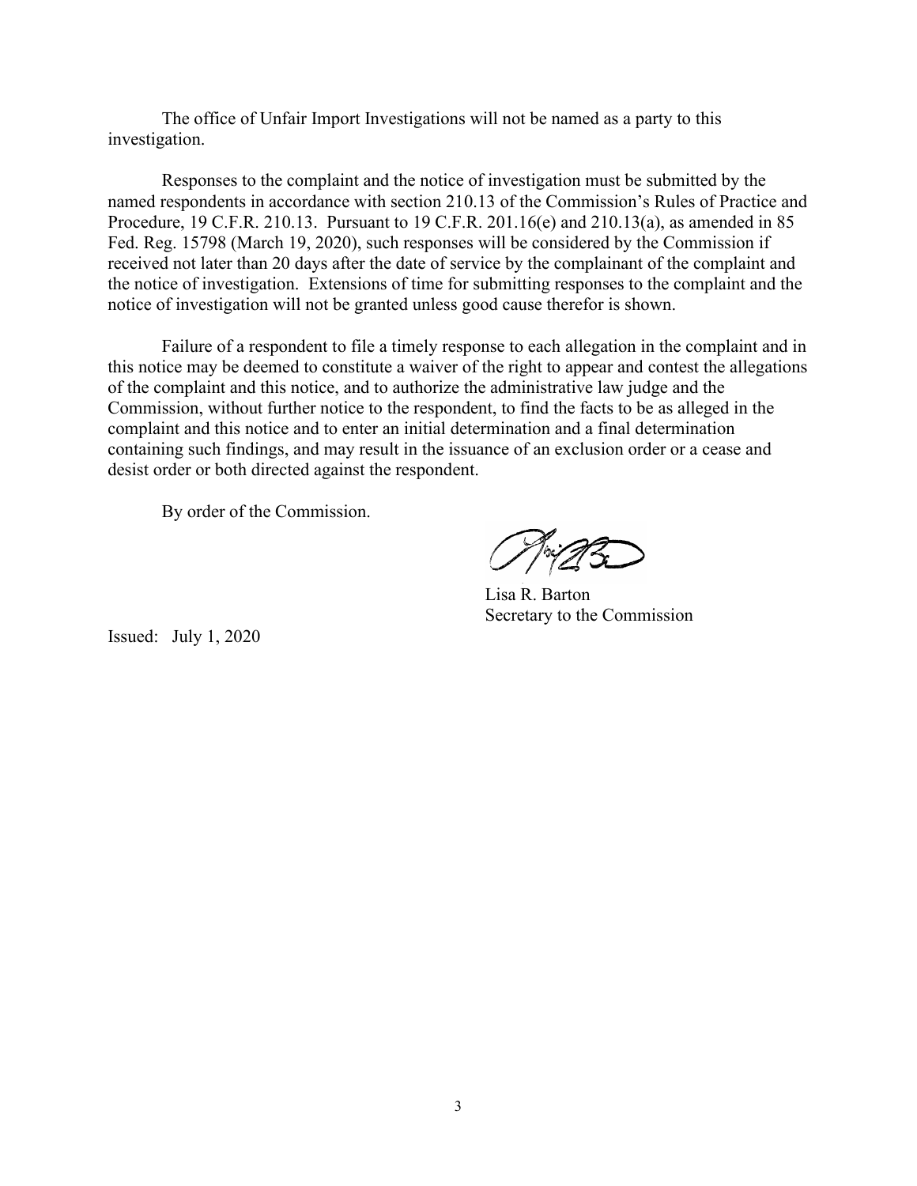The office of Unfair Import Investigations will not be named as a party to this investigation.

Responses to the complaint and the notice of investigation must be submitted by the named respondents in accordance with section 210.13 of the Commission's Rules of Practice and Procedure, 19 C.F.R. 210.13. Pursuant to 19 C.F.R. 201.16(e) and 210.13(a), as amended in 85 Fed. Reg. 15798 (March 19, 2020), such responses will be considered by the Commission if received not later than 20 days after the date of service by the complainant of the complaint and the notice of investigation. Extensions of time for submitting responses to the complaint and the notice of investigation will not be granted unless good cause therefor is shown.

Failure of a respondent to file a timely response to each allegation in the complaint and in this notice may be deemed to constitute a waiver of the right to appear and contest the allegations of the complaint and this notice, and to authorize the administrative law judge and the Commission, without further notice to the respondent, to find the facts to be as alleged in the complaint and this notice and to enter an initial determination and a final determination containing such findings, and may result in the issuance of an exclusion order or a cease and desist order or both directed against the respondent.

By order of the Commission.

Lisa R. Barton
Secretary to the Commission

Issued: July 1, 2020